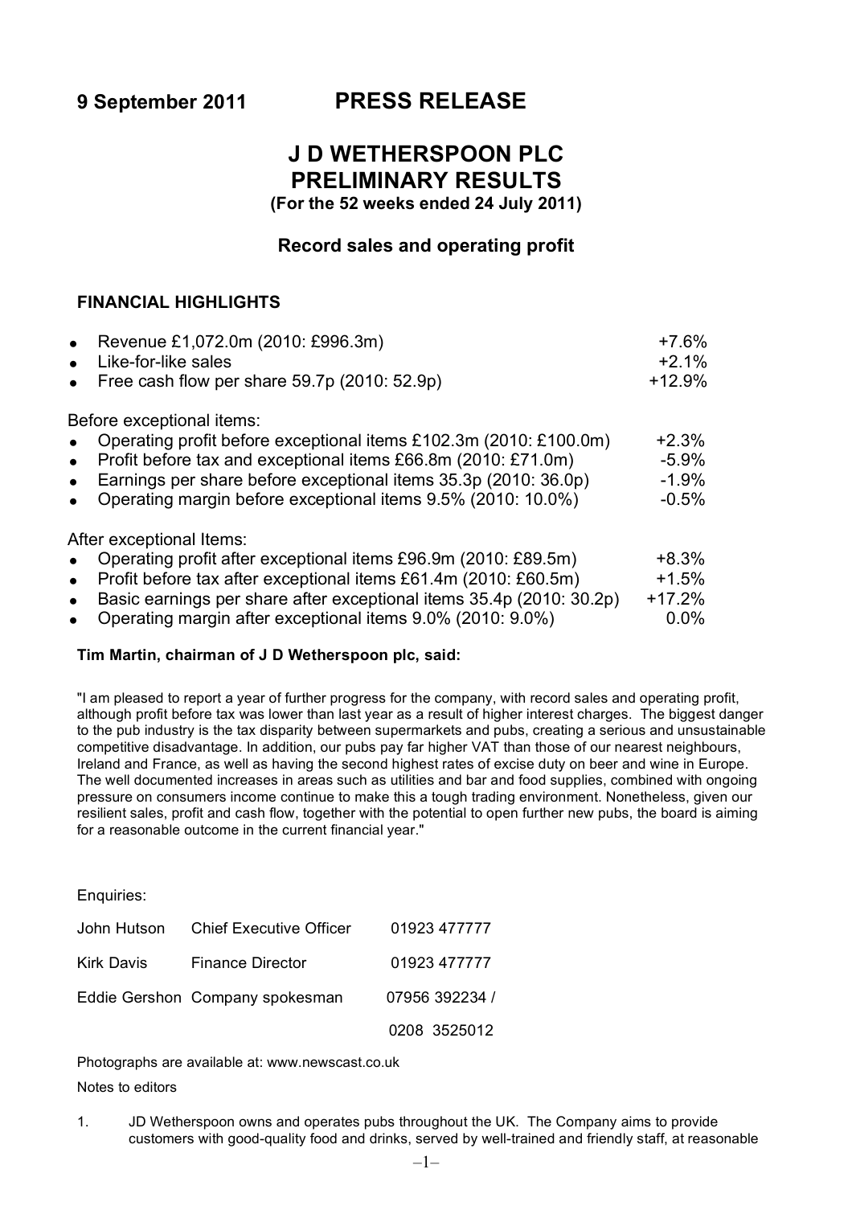**9 September 2011 PRESS RELEASE**

# J D WETHERSPOON PLC
# PRELIMINARY RESULTS

**(For the 52 weeks ended 24 July 2011)**

## Record sales and operating profit

### FINANCIAL HIGHLIGHTS

| | |
|---|---|
| • Revenue £1,072.0m (2010: £996.3m) | +7.6% |
| • Like-for-like sales | +2.1% |
| • Free cash flow per share 59.7p (2010: 52.9p) | +12.9% |

Before exceptional items:

| | |
|---|---|
| • Operating profit before exceptional items £102.3m (2010: £100.0m) | +2.3% |
| • Profit before tax and exceptional items £66.8m (2010: £71.0m) | -5.9% |
| • Earnings per share before exceptional items 35.3p (2010: 36.0p) | -1.9% |
| • Operating margin before exceptional items 9.5% (2010: 10.0%) | -0.5% |

After exceptional Items:

| | |
|---|---|
| • Operating profit after exceptional items £96.9m (2010: £89.5m) | +8.3% |
| • Profit before tax after exceptional items £61.4m (2010: £60.5m) | +1.5% |
| • Basic earnings per share after exceptional items 35.4p (2010: 30.2p) | +17.2% |
| • Operating margin after exceptional items 9.0% (2010: 9.0%) | 0.0% |

**Tim Martin, chairman of J D Wetherspoon plc, said:**

"I am pleased to report a year of further progress for the company, with record sales and operating profit, although profit before tax was lower than last year as a result of higher interest charges. The biggest danger to the pub industry is the tax disparity between supermarkets and pubs, creating a serious and unsustainable competitive disadvantage. In addition, our pubs pay far higher VAT than those of our nearest neighbours, Ireland and France, as well as having the second highest rates of excise duty on beer and wine in Europe. The well documented increases in areas such as utilities and bar and food supplies, combined with ongoing pressure on consumers income continue to make this a tough trading environment. Nonetheless, given our resilient sales, profit and cash flow, together with the potential to open further new pubs, the board is aiming for a reasonable outcome in the current financial year."

Enquiries:

| | | |
|---|---|---|
| John Hutson | Chief Executive Officer | 01923 477777 |
| Kirk Davis | Finance Director | 01923 477777 |
| Eddie Gershon | Company spokesman | 07956 392234 / 0208 3525012 |

Photographs are available at: www.newscast.co.uk

Notes to editors

1. JD Wetherspoon owns and operates pubs throughout the UK. The Company aims to provide customers with good-quality food and drinks, served by well-trained and friendly staff, at reasonable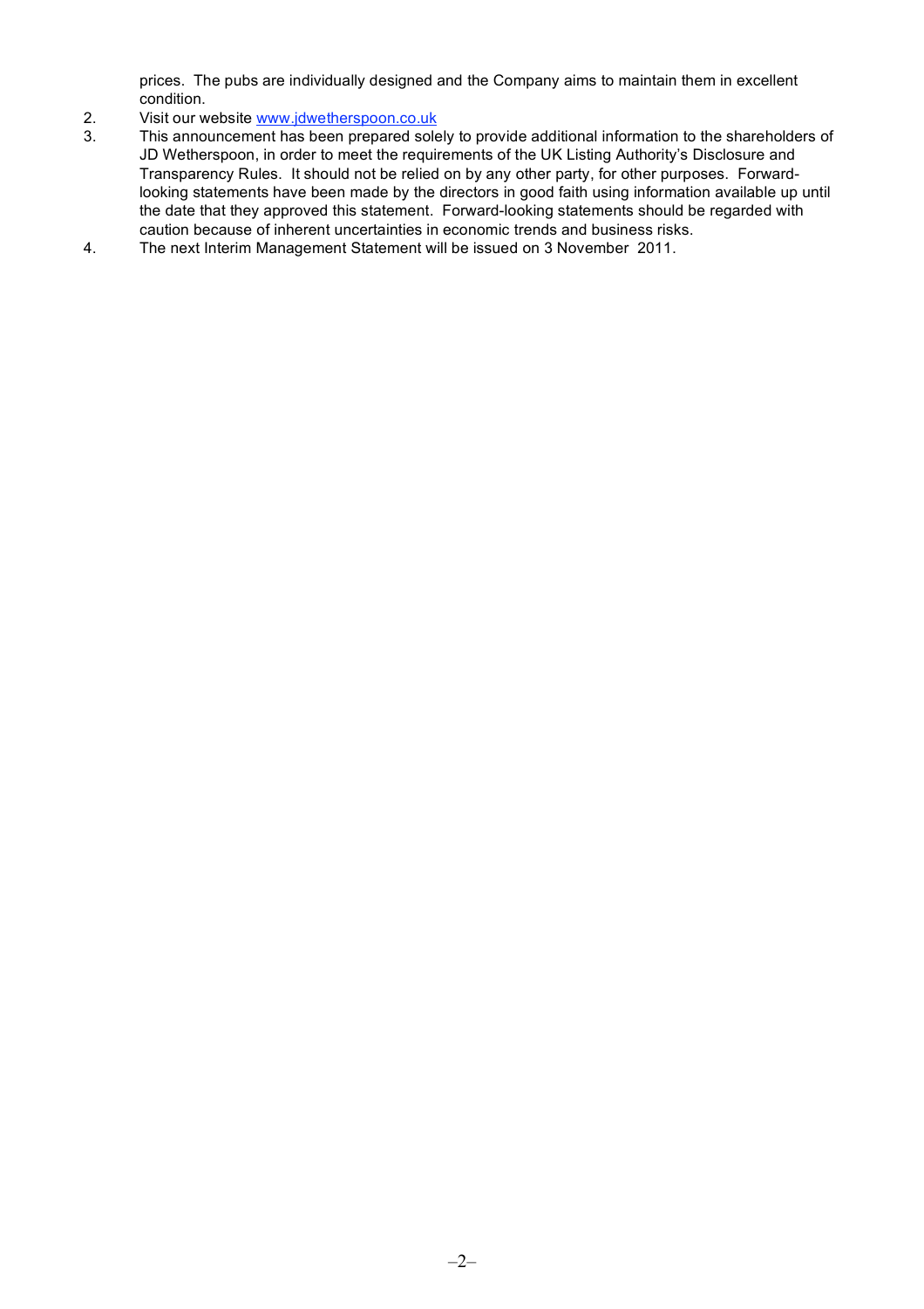prices. The pubs are individually designed and the Company aims to maintain them in excellent condition.

2. Visit our website [www.jdwetherspoon.co.uk](http://www.jdwetherspoon.co.uk)
3. This announcement has been prepared solely to provide additional information to the shareholders of JD Wetherspoon, in order to meet the requirements of the UK Listing Authority's Disclosure and Transparency Rules. It should not be relied on by any other party, for other purposes. Forward-looking statements have been made by the directors in good faith using information available up until the date that they approved this statement. Forward-looking statements should be regarded with caution because of inherent uncertainties in economic trends and business risks.
4. The next Interim Management Statement will be issued on 3 November 2011.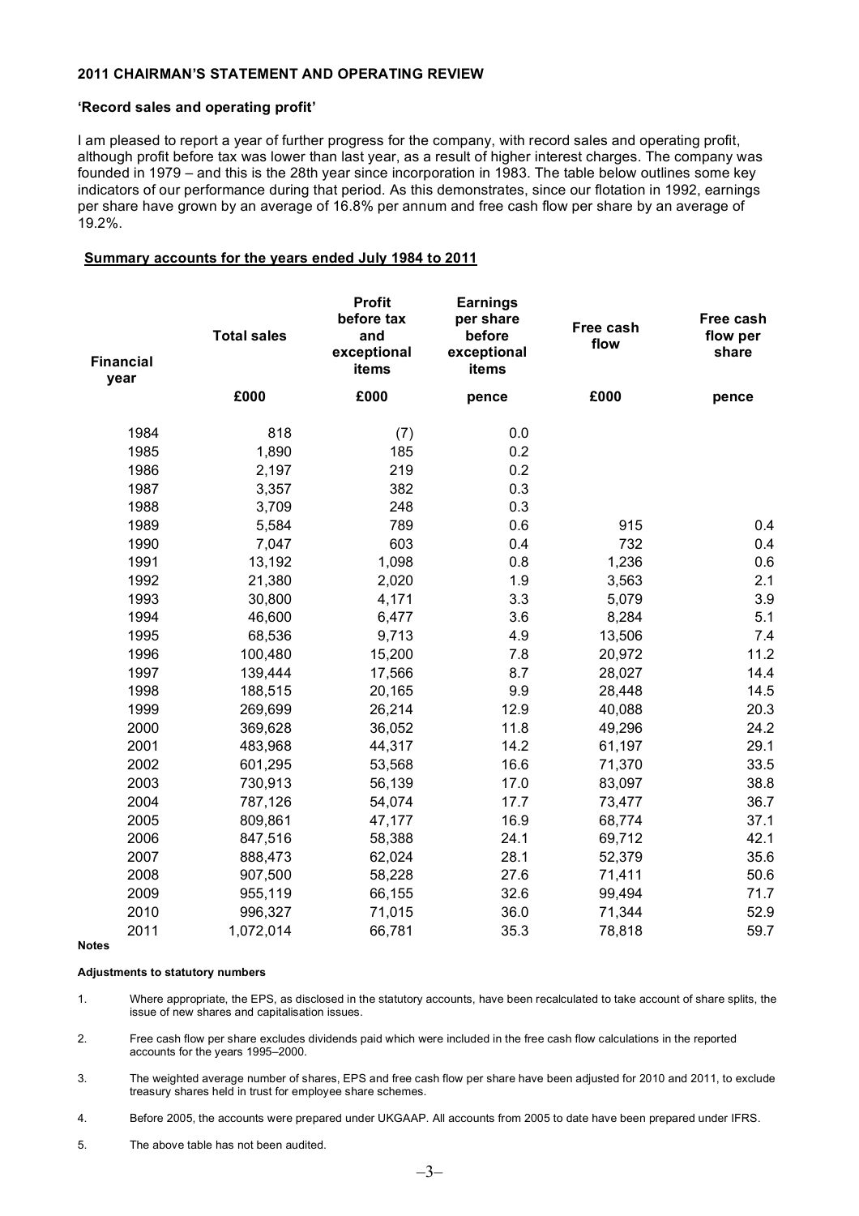**2011 CHAIRMAN'S STATEMENT AND OPERATING REVIEW**

**'Record sales and operating profit'**

I am pleased to report a year of further progress for the company, with record sales and operating profit, although profit before tax was lower than last year, as a result of higher interest charges. The company was founded in 1979 – and this is the 28th year since incorporation in 1983. The table below outlines some key indicators of our performance during that period. As this demonstrates, since our flotation in 1992, earnings per share have grown by an average of 16.8% per annum and free cash flow per share by an average of 19.2%.

**Summary accounts for the years ended July 1984 to 2011**

| Financial year | Total sales | Profit before tax and exceptional items | Earnings per share before exceptional items | Free cash flow | Free cash flow per share |
|---|---|---|---|---|---|
| | £000 | £000 | pence | £000 | pence |
| 1984 | 818 | (7) | 0.0 | | |
| 1985 | 1,890 | 185 | 0.2 | | |
| 1986 | 2,197 | 219 | 0.2 | | |
| 1987 | 3,357 | 382 | 0.3 | | |
| 1988 | 3,709 | 248 | 0.3 | | |
| 1989 | 5,584 | 789 | 0.6 | 915 | 0.4 |
| 1990 | 7,047 | 603 | 0.4 | 732 | 0.4 |
| 1991 | 13,192 | 1,098 | 0.8 | 1,236 | 0.6 |
| 1992 | 21,380 | 2,020 | 1.9 | 3,563 | 2.1 |
| 1993 | 30,800 | 4,171 | 3.3 | 5,079 | 3.9 |
| 1994 | 46,600 | 6,477 | 3.6 | 8,284 | 5.1 |
| 1995 | 68,536 | 9,713 | 4.9 | 13,506 | 7.4 |
| 1996 | 100,480 | 15,200 | 7.8 | 20,972 | 11.2 |
| 1997 | 139,444 | 17,566 | 8.7 | 28,027 | 14.4 |
| 1998 | 188,515 | 20,165 | 9.9 | 28,448 | 14.5 |
| 1999 | 269,699 | 26,214 | 12.9 | 40,088 | 20.3 |
| 2000 | 369,628 | 36,052 | 11.8 | 49,296 | 24.2 |
| 2001 | 483,968 | 44,317 | 14.2 | 61,197 | 29.1 |
| 2002 | 601,295 | 53,568 | 16.6 | 71,370 | 33.5 |
| 2003 | 730,913 | 56,139 | 17.0 | 83,097 | 38.8 |
| 2004 | 787,126 | 54,074 | 17.7 | 73,477 | 36.7 |
| 2005 | 809,861 | 47,177 | 16.9 | 68,774 | 37.1 |
| 2006 | 847,516 | 58,388 | 24.1 | 69,712 | 42.1 |
| 2007 | 888,473 | 62,024 | 28.1 | 52,379 | 35.6 |
| 2008 | 907,500 | 58,228 | 27.6 | 71,411 | 50.6 |
| 2009 | 955,119 | 66,155 | 32.6 | 99,494 | 71.7 |
| 2010 | 996,327 | 71,015 | 36.0 | 71,344 | 52.9 |
| 2011 | 1,072,014 | 66,781 | 35.3 | 78,818 | 59.7 |

**Notes**

**Adjustments to statutory numbers**

1. Where appropriate, the EPS, as disclosed in the statutory accounts, have been recalculated to take account of share splits, the issue of new shares and capitalisation issues.
2. Free cash flow per share excludes dividends paid which were included in the free cash flow calculations in the reported accounts for the years 1995–2000.
3. The weighted average number of shares, EPS and free cash flow per share have been adjusted for 2010 and 2011, to exclude treasury shares held in trust for employee share schemes.
4. Before 2005, the accounts were prepared under UKGAAP. All accounts from 2005 to date have been prepared under IFRS.
5. The above table has not been audited.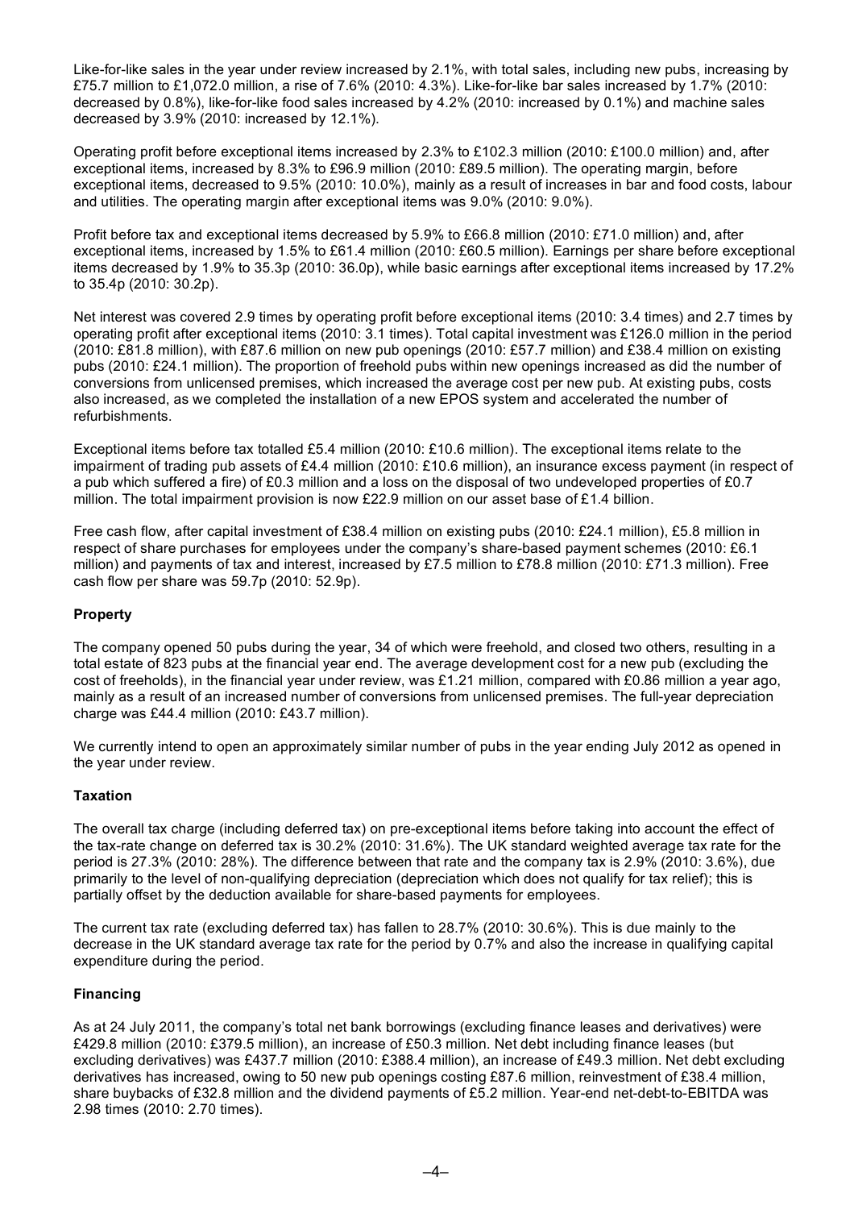Like-for-like sales in the year under review increased by 2.1%, with total sales, including new pubs, increasing by £75.7 million to £1,072.0 million, a rise of 7.6% (2010: 4.3%). Like-for-like bar sales increased by 1.7% (2010: decreased by 0.8%), like-for-like food sales increased by 4.2% (2010: increased by 0.1%) and machine sales decreased by 3.9% (2010: increased by 12.1%).

Operating profit before exceptional items increased by 2.3% to £102.3 million (2010: £100.0 million) and, after exceptional items, increased by 8.3% to £96.9 million (2010: £89.5 million). The operating margin, before exceptional items, decreased to 9.5% (2010: 10.0%), mainly as a result of increases in bar and food costs, labour and utilities. The operating margin after exceptional items was 9.0% (2010: 9.0%).

Profit before tax and exceptional items decreased by 5.9% to £66.8 million (2010: £71.0 million) and, after exceptional items, increased by 1.5% to £61.4 million (2010: £60.5 million). Earnings per share before exceptional items decreased by 1.9% to 35.3p (2010: 36.0p), while basic earnings after exceptional items increased by 17.2% to 35.4p (2010: 30.2p).

Net interest was covered 2.9 times by operating profit before exceptional items (2010: 3.4 times) and 2.7 times by operating profit after exceptional items (2010: 3.1 times). Total capital investment was £126.0 million in the period (2010: £81.8 million), with £87.6 million on new pub openings (2010: £57.7 million) and £38.4 million on existing pubs (2010: £24.1 million). The proportion of freehold pubs within new openings increased as did the number of conversions from unlicensed premises, which increased the average cost per new pub. At existing pubs, costs also increased, as we completed the installation of a new EPOS system and accelerated the number of refurbishments.

Exceptional items before tax totalled £5.4 million (2010: £10.6 million). The exceptional items relate to the impairment of trading pub assets of £4.4 million (2010: £10.6 million), an insurance excess payment (in respect of a pub which suffered a fire) of £0.3 million and a loss on the disposal of two undeveloped properties of £0.7 million. The total impairment provision is now £22.9 million on our asset base of £1.4 billion.

Free cash flow, after capital investment of £38.4 million on existing pubs (2010: £24.1 million), £5.8 million in respect of share purchases for employees under the company's share-based payment schemes (2010: £6.1 million) and payments of tax and interest, increased by £7.5 million to £78.8 million (2010: £71.3 million). Free cash flow per share was 59.7p (2010: 52.9p).

**Property**

The company opened 50 pubs during the year, 34 of which were freehold, and closed two others, resulting in a total estate of 823 pubs at the financial year end. The average development cost for a new pub (excluding the cost of freeholds), in the financial year under review, was £1.21 million, compared with £0.86 million a year ago, mainly as a result of an increased number of conversions from unlicensed premises. The full-year depreciation charge was £44.4 million (2010: £43.7 million).

We currently intend to open an approximately similar number of pubs in the year ending July 2012 as opened in the year under review.

**Taxation**

The overall tax charge (including deferred tax) on pre-exceptional items before taking into account the effect of the tax-rate change on deferred tax is 30.2% (2010: 31.6%). The UK standard weighted average tax rate for the period is 27.3% (2010: 28%). The difference between that rate and the company tax is 2.9% (2010: 3.6%), due primarily to the level of non-qualifying depreciation (depreciation which does not qualify for tax relief); this is partially offset by the deduction available for share-based payments for employees.

The current tax rate (excluding deferred tax) has fallen to 28.7% (2010: 30.6%). This is due mainly to the decrease in the UK standard average tax rate for the period by 0.7% and also the increase in qualifying capital expenditure during the period.

**Financing**

As at 24 July 2011, the company's total net bank borrowings (excluding finance leases and derivatives) were £429.8 million (2010: £379.5 million), an increase of £50.3 million. Net debt including finance leases (but excluding derivatives) was £437.7 million (2010: £388.4 million), an increase of £49.3 million. Net debt excluding derivatives has increased, owing to 50 new pub openings costing £87.6 million, reinvestment of £38.4 million, share buybacks of £32.8 million and the dividend payments of £5.2 million. Year-end net-debt-to-EBITDA was 2.98 times (2010: 2.70 times).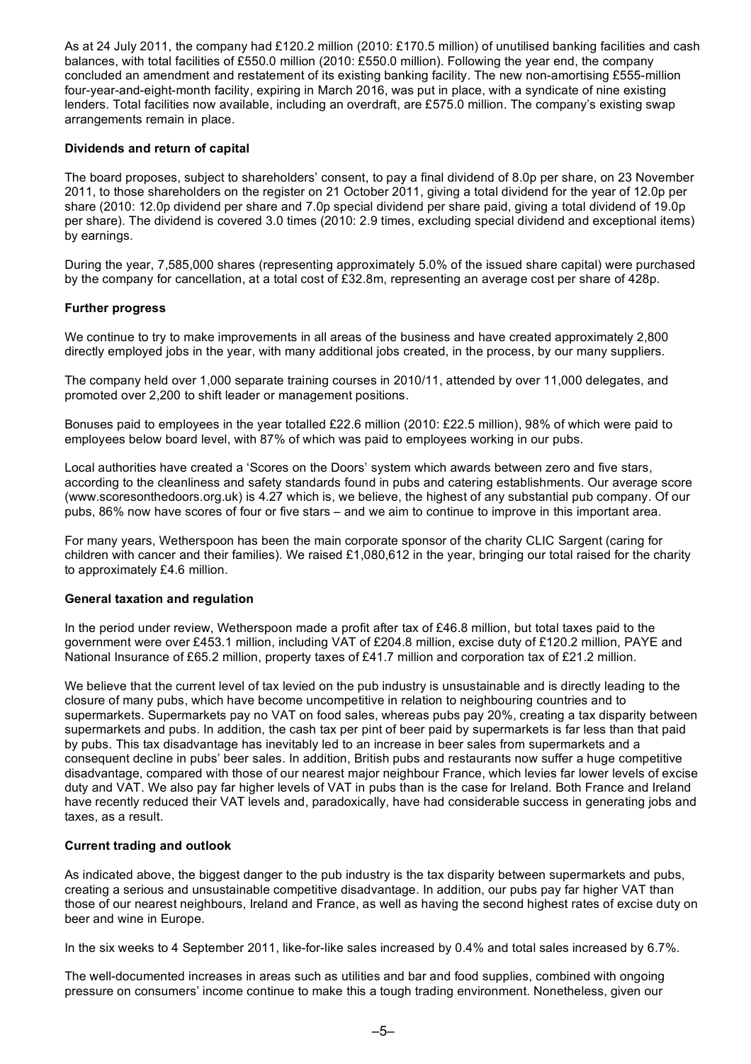As at 24 July 2011, the company had £120.2 million (2010: £170.5 million) of unutilised banking facilities and cash balances, with total facilities of £550.0 million (2010: £550.0 million). Following the year end, the company concluded an amendment and restatement of its existing banking facility. The new non-amortising £555-million four-year-and-eight-month facility, expiring in March 2016, was put in place, with a syndicate of nine existing lenders. Total facilities now available, including an overdraft, are £575.0 million. The company's existing swap arrangements remain in place.

**Dividends and return of capital**

The board proposes, subject to shareholders' consent, to pay a final dividend of 8.0p per share, on 23 November 2011, to those shareholders on the register on 21 October 2011, giving a total dividend for the year of 12.0p per share (2010: 12.0p dividend per share and 7.0p special dividend per share paid, giving a total dividend of 19.0p per share). The dividend is covered 3.0 times (2010: 2.9 times, excluding special dividend and exceptional items) by earnings.

During the year, 7,585,000 shares (representing approximately 5.0% of the issued share capital) were purchased by the company for cancellation, at a total cost of £32.8m, representing an average cost per share of 428p.

**Further progress**

We continue to try to make improvements in all areas of the business and have created approximately 2,800 directly employed jobs in the year, with many additional jobs created, in the process, by our many suppliers.

The company held over 1,000 separate training courses in 2010/11, attended by over 11,000 delegates, and promoted over 2,200 to shift leader or management positions.

Bonuses paid to employees in the year totalled £22.6 million (2010: £22.5 million), 98% of which were paid to employees below board level, with 87% of which was paid to employees working in our pubs.

Local authorities have created a 'Scores on the Doors' system which awards between zero and five stars, according to the cleanliness and safety standards found in pubs and catering establishments. Our average score (www.scoresonthedoors.org.uk) is 4.27 which is, we believe, the highest of any substantial pub company. Of our pubs, 86% now have scores of four or five stars – and we aim to continue to improve in this important area.

For many years, Wetherspoon has been the main corporate sponsor of the charity CLIC Sargent (caring for children with cancer and their families). We raised £1,080,612 in the year, bringing our total raised for the charity to approximately £4.6 million.

**General taxation and regulation**

In the period under review, Wetherspoon made a profit after tax of £46.8 million, but total taxes paid to the government were over £453.1 million, including VAT of £204.8 million, excise duty of £120.2 million, PAYE and National Insurance of £65.2 million, property taxes of £41.7 million and corporation tax of £21.2 million.

We believe that the current level of tax levied on the pub industry is unsustainable and is directly leading to the closure of many pubs, which have become uncompetitive in relation to neighbouring countries and to supermarkets. Supermarkets pay no VAT on food sales, whereas pubs pay 20%, creating a tax disparity between supermarkets and pubs. In addition, the cash tax per pint of beer paid by supermarkets is far less than that paid by pubs. This tax disadvantage has inevitably led to an increase in beer sales from supermarkets and a consequent decline in pubs' beer sales. In addition, British pubs and restaurants now suffer a huge competitive disadvantage, compared with those of our nearest major neighbour France, which levies far lower levels of excise duty and VAT. We also pay far higher levels of VAT in pubs than is the case for Ireland. Both France and Ireland have recently reduced their VAT levels and, paradoxically, have had considerable success in generating jobs and taxes, as a result.

**Current trading and outlook**

As indicated above, the biggest danger to the pub industry is the tax disparity between supermarkets and pubs, creating a serious and unsustainable competitive disadvantage. In addition, our pubs pay far higher VAT than those of our nearest neighbours, Ireland and France, as well as having the second highest rates of excise duty on beer and wine in Europe.

In the six weeks to 4 September 2011, like-for-like sales increased by 0.4% and total sales increased by 6.7%.

The well-documented increases in areas such as utilities and bar and food supplies, combined with ongoing pressure on consumers' income continue to make this a tough trading environment. Nonetheless, given our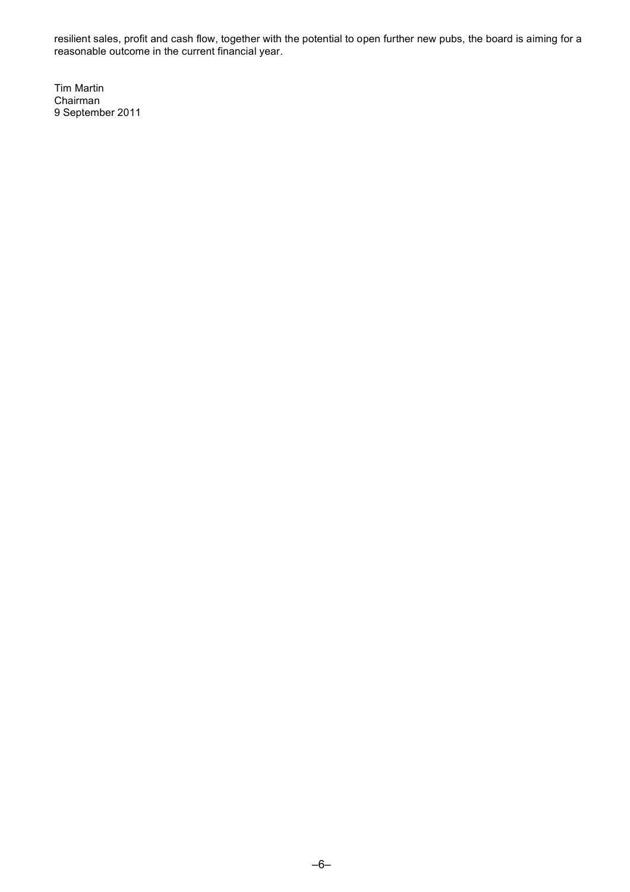resilient sales, profit and cash flow, together with the potential to open further new pubs, the board is aiming for a reasonable outcome in the current financial year.

Tim Martin
Chairman
9 September 2011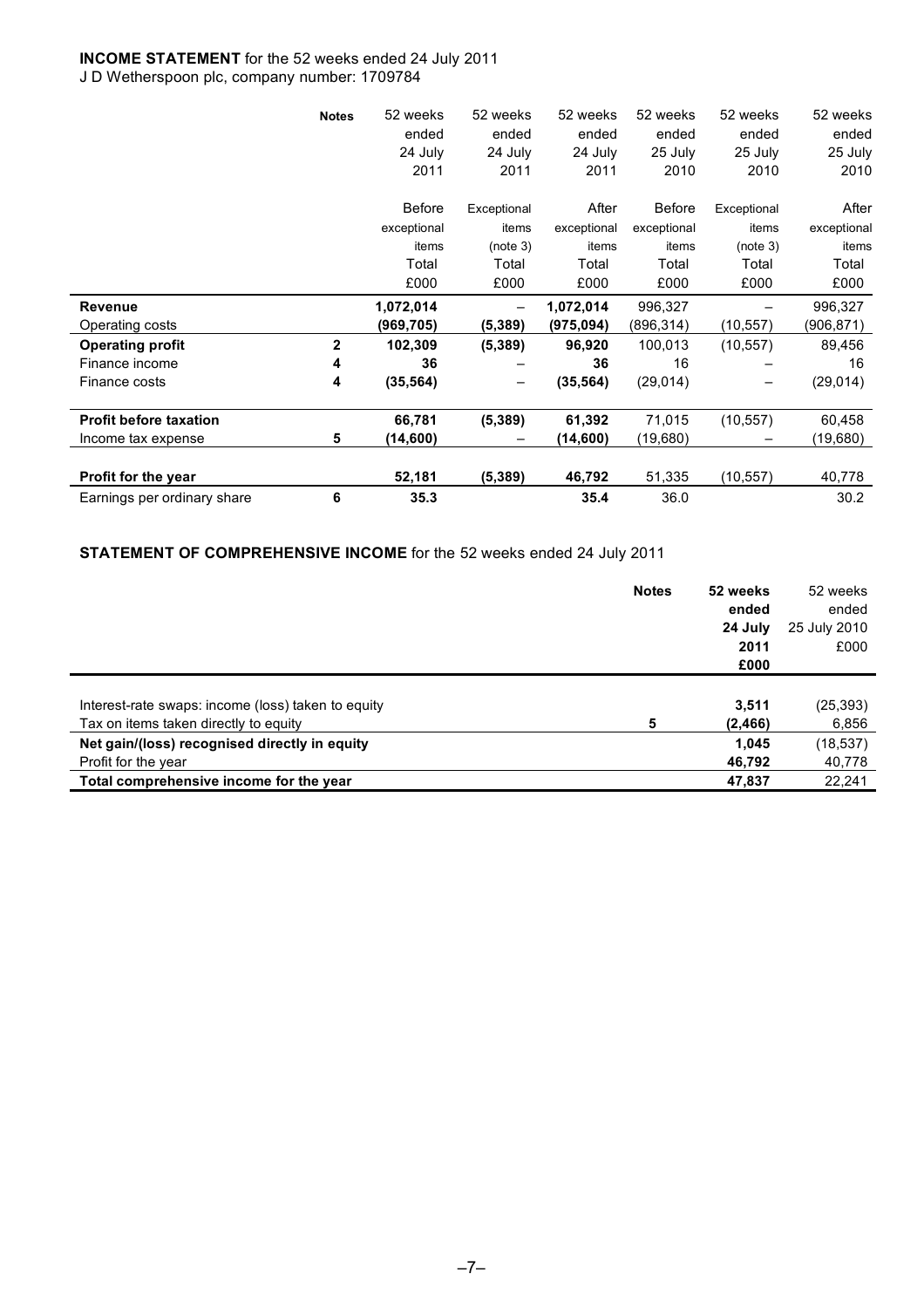**INCOME STATEMENT** for the 52 weeks ended 24 July 2011

J D Wetherspoon plc, company number: 1709784

| | Notes | 52 weeks ended 24 July 2011 Before exceptional items Total £000 | 52 weeks ended 24 July 2011 Exceptional items (note 3) Total £000 | 52 weeks ended 24 July 2011 After exceptional items Total £000 | 52 weeks ended 25 July 2010 Before exceptional items Total £000 | 52 weeks ended 25 July 2010 Exceptional items (note 3) Total £000 | 52 weeks ended 25 July 2010 After exceptional items Total £000 |
|---|---|---|---|---|---|---|---|
| **Revenue** | | **1,072,014** | – | **1,072,014** | 996,327 | – | 996,327 |
| Operating costs | | **(969,705)** | **(5,389)** | **(975,094)** | (896,314) | (10,557) | (906,871) |
| **Operating profit** | **2** | **102,309** | **(5,389)** | **96,920** | 100,013 | (10,557) | 89,456 |
| Finance income | **4** | **36** | – | **36** | 16 | – | 16 |
| Finance costs | **4** | **(35,564)** | – | **(35,564)** | (29,014) | – | (29,014) |
| **Profit before taxation** | | **66,781** | **(5,389)** | **61,392** | 71,015 | (10,557) | 60,458 |
| Income tax expense | **5** | **(14,600)** | – | **(14,600)** | (19,680) | – | (19,680) |
| **Profit for the year** | | **52,181** | **(5,389)** | **46,792** | 51,335 | (10,557) | 40,778 |
| Earnings per ordinary share | **6** | **35.3** | | **35.4** | 36.0 | | 30.2 |

**STATEMENT OF COMPREHENSIVE INCOME** for the 52 weeks ended 24 July 2011

| | Notes | **52 weeks ended 24 July 2011 £000** | 52 weeks ended 25 July 2010 £000 |
|---|---|---|---|
| Interest-rate swaps: income (loss) taken to equity | | **3,511** | (25,393) |
| Tax on items taken directly to equity | 5 | **(2,466)** | 6,856 |
| **Net gain/(loss) recognised directly in equity** | | **1,045** | (18,537) |
| Profit for the year | | **46,792** | 40,778 |
| **Total comprehensive income for the year** | | **47,837** | 22,241 |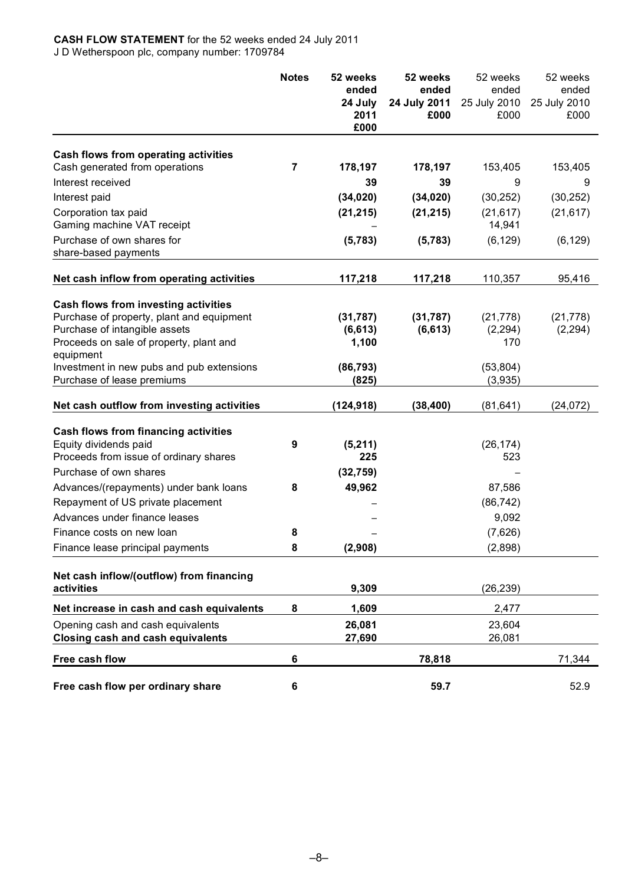**CASH FLOW STATEMENT** for the 52 weeks ended 24 July 2011
J D Wetherspoon plc, company number: 1709784

| | Notes | 52 weeks ended 24 July 2011 £000 | 52 weeks ended 24 July 2011 £000 | 52 weeks ended 25 July 2010 £000 | 52 weeks ended 25 July 2010 £000 |
|---|---|---|---|---|---|
| **Cash flows from operating activities** | | | | | |
| Cash generated from operations | 7 | **178,197** | **178,197** | 153,405 | 153,405 |
| Interest received | | **39** | **39** | 9 | 9 |
| Interest paid | | **(34,020)** | **(34,020)** | (30,252) | (30,252) |
| Corporation tax paid | | **(21,215)** | **(21,215)** | (21,617) | (21,617) |
| Gaming machine VAT receipt | | **–** | | 14,941 | |
| Purchase of own shares for share-based payments | | **(5,783)** | **(5,783)** | (6,129) | (6,129) |
| **Net cash inflow from operating activities** | | **117,218** | **117,218** | 110,357 | 95,416 |
| **Cash flows from investing activities** | | | | | |
| Purchase of property, plant and equipment | | **(31,787)** | **(31,787)** | (21,778) | (21,778) |
| Purchase of intangible assets | | **(6,613)** | **(6,613)** | (2,294) | (2,294) |
| Proceeds on sale of property, plant and equipment | | **1,100** | | 170 | |
| Investment in new pubs and pub extensions | | **(86,793)** | | (53,804) | |
| Purchase of lease premiums | | **(825)** | | (3,935) | |
| **Net cash outflow from investing activities** | | **(124,918)** | **(38,400)** | (81,641) | (24,072) |
| **Cash flows from financing activities** | | | | | |
| Equity dividends paid | 9 | **(5,211)** | | (26,174) | |
| Proceeds from issue of ordinary shares | | **225** | | 523 | |
| Purchase of own shares | | **(32,759)** | | – | |
| Advances/(repayments) under bank loans | 8 | **49,962** | | 87,586 | |
| Repayment of US private placement | | **–** | | (86,742) | |
| Advances under finance leases | | **–** | | 9,092 | |
| Finance costs on new loan | 8 | **–** | | (7,626) | |
| Finance lease principal payments | 8 | **(2,908)** | | (2,898) | |
| **Net cash inflow/(outflow) from financing activities** | | **9,309** | | (26,239) | |
| **Net increase in cash and cash equivalents** | 8 | **1,609** | | 2,477 | |
| Opening cash and cash equivalents | | **26,081** | | 23,604 | |
| **Closing cash and cash equivalents** | | **27,690** | | 26,081 | |
| **Free cash flow** | 6 | | **78,818** | | 71,344 |
| **Free cash flow per ordinary share** | 6 | | **59.7** | | 52.9 |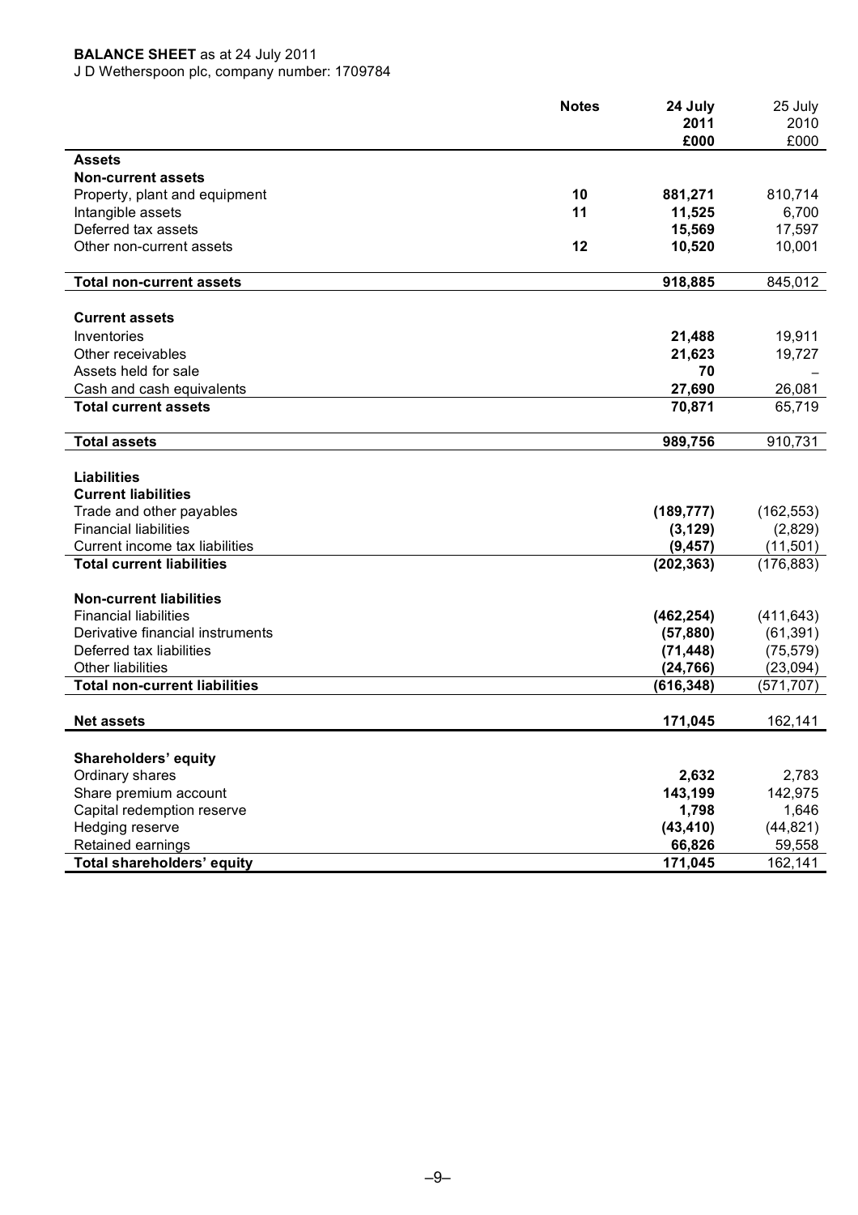**BALANCE SHEET** as at 24 July 2011

J D Wetherspoon plc, company number: 1709784

| | Notes | 24 July 2011 £000 | 25 July 2010 £000 |
|---|---|---|---|
| **Assets** | | | |
| **Non-current assets** | | | |
| Property, plant and equipment | 10 | **881,271** | 810,714 |
| Intangible assets | 11 | **11,525** | 6,700 |
| Deferred tax assets | | **15,569** | 17,597 |
| Other non-current assets | 12 | **10,520** | 10,001 |
| **Total non-current assets** | | **918,885** | 845,012 |
| **Current assets** | | | |
| Inventories | | **21,488** | 19,911 |
| Other receivables | | **21,623** | 19,727 |
| Assets held for sale | | **70** | – |
| Cash and cash equivalents | | **27,690** | 26,081 |
| **Total current assets** | | **70,871** | 65,719 |
| **Total assets** | | **989,756** | 910,731 |
| **Liabilities** | | | |
| **Current liabilities** | | | |
| Trade and other payables | | **(189,777)** | (162,553) |
| Financial liabilities | | **(3,129)** | (2,829) |
| Current income tax liabilities | | **(9,457)** | (11,501) |
| **Total current liabilities** | | **(202,363)** | (176,883) |
| **Non-current liabilities** | | | |
| Financial liabilities | | **(462,254)** | (411,643) |
| Derivative financial instruments | | **(57,880)** | (61,391) |
| Deferred tax liabilities | | **(71,448)** | (75,579) |
| Other liabilities | | **(24,766)** | (23,094) |
| **Total non-current liabilities** | | **(616,348)** | (571,707) |
| **Net assets** | | **171,045** | 162,141 |
| **Shareholders' equity** | | | |
| Ordinary shares | | **2,632** | 2,783 |
| Share premium account | | **143,199** | 142,975 |
| Capital redemption reserve | | **1,798** | 1,646 |
| Hedging reserve | | **(43,410)** | (44,821) |
| Retained earnings | | **66,826** | 59,558 |
| **Total shareholders' equity** | | **171,045** | 162,141 |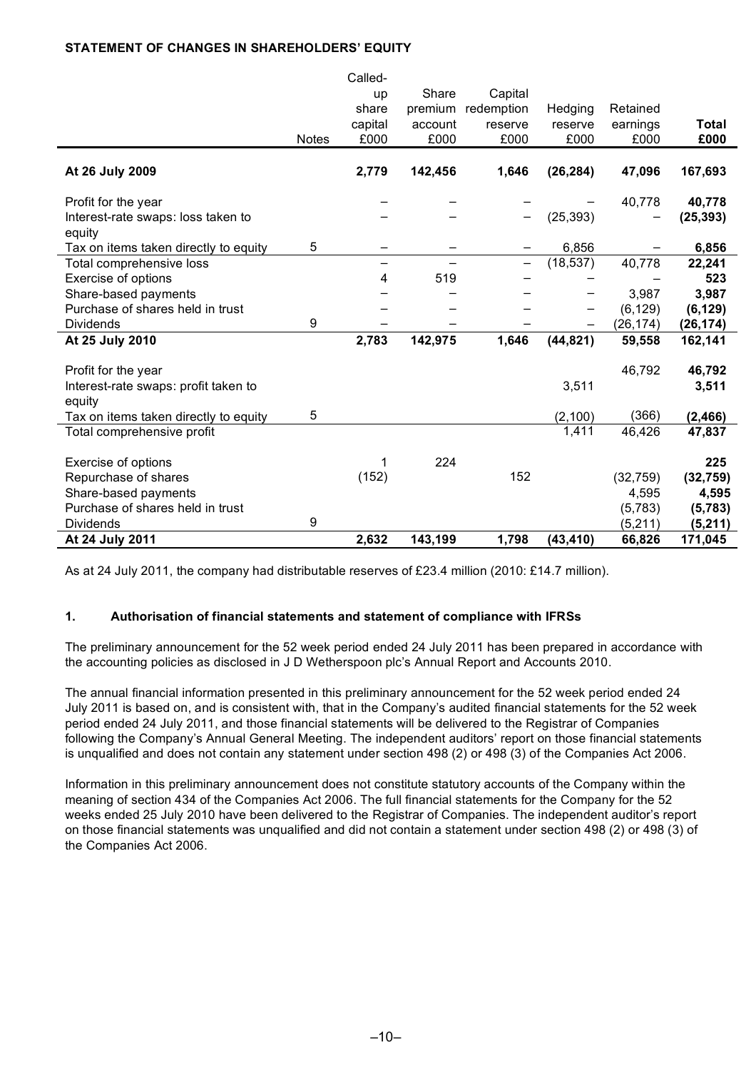**STATEMENT OF CHANGES IN SHAREHOLDERS' EQUITY**

| | Notes | Called-up share capital £000 | Share premium account £000 | Capital redemption reserve £000 | Hedging reserve £000 | Retained earnings £000 | **Total £000** |
|---|---|---|---|---|---|---|---|
| **At 26 July 2009** | | **2,779** | **142,456** | **1,646** | **(26,284)** | **47,096** | **167,693** |
| Profit for the year | | – | – | – | – | 40,778 | **40,778** |
| Interest-rate swaps: loss taken to equity | | – | – | – | (25,393) | – | **(25,393)** |
| Tax on items taken directly to equity | 5 | – | – | – | 6,856 | – | **6,856** |
| Total comprehensive loss | | – | – | – | (18,537) | 40,778 | **22,241** |
| Exercise of options | | 4 | 519 | – | – | – | **523** |
| Share-based payments | | – | – | – | – | 3,987 | **3,987** |
| Purchase of shares held in trust | | – | – | – | – | (6,129) | **(6,129)** |
| Dividends | 9 | – | – | – | – | (26,174) | **(26,174)** |
| **At 25 July 2010** | | **2,783** | **142,975** | **1,646** | **(44,821)** | **59,558** | **162,141** |
| Profit for the year | | | | | | 46,792 | **46,792** |
| Interest-rate swaps: profit taken to equity | | | | | 3,511 | | **3,511** |
| Tax on items taken directly to equity | 5 | | | | (2,100) | (366) | **(2,466)** |
| Total comprehensive profit | | | | | 1,411 | 46,426 | **47,837** |
| Exercise of options | | 1 | 224 | | | | **225** |
| Repurchase of shares | | (152) | | 152 | | (32,759) | **(32,759)** |
| Share-based payments | | | | | | 4,595 | **4,595** |
| Purchase of shares held in trust | | | | | | (5,783) | **(5,783)** |
| Dividends | 9 | | | | | (5,211) | **(5,211)** |
| **At 24 July 2011** | | **2,632** | **143,199** | **1,798** | **(43,410)** | **66,826** | **171,045** |

As at 24 July 2011, the company had distributable reserves of £23.4 million (2010: £14.7 million).

## 1. Authorisation of financial statements and statement of compliance with IFRSs

The preliminary announcement for the 52 week period ended 24 July 2011 has been prepared in accordance with the accounting policies as disclosed in J D Wetherspoon plc's Annual Report and Accounts 2010.

The annual financial information presented in this preliminary announcement for the 52 week period ended 24 July 2011 is based on, and is consistent with, that in the Company's audited financial statements for the 52 week period ended 24 July 2011, and those financial statements will be delivered to the Registrar of Companies following the Company's Annual General Meeting. The independent auditors' report on those financial statements is unqualified and does not contain any statement under section 498 (2) or 498 (3) of the Companies Act 2006.

Information in this preliminary announcement does not constitute statutory accounts of the Company within the meaning of section 434 of the Companies Act 2006. The full financial statements for the Company for the 52 weeks ended 25 July 2010 have been delivered to the Registrar of Companies. The independent auditor's report on those financial statements was unqualified and did not contain a statement under section 498 (2) or 498 (3) of the Companies Act 2006.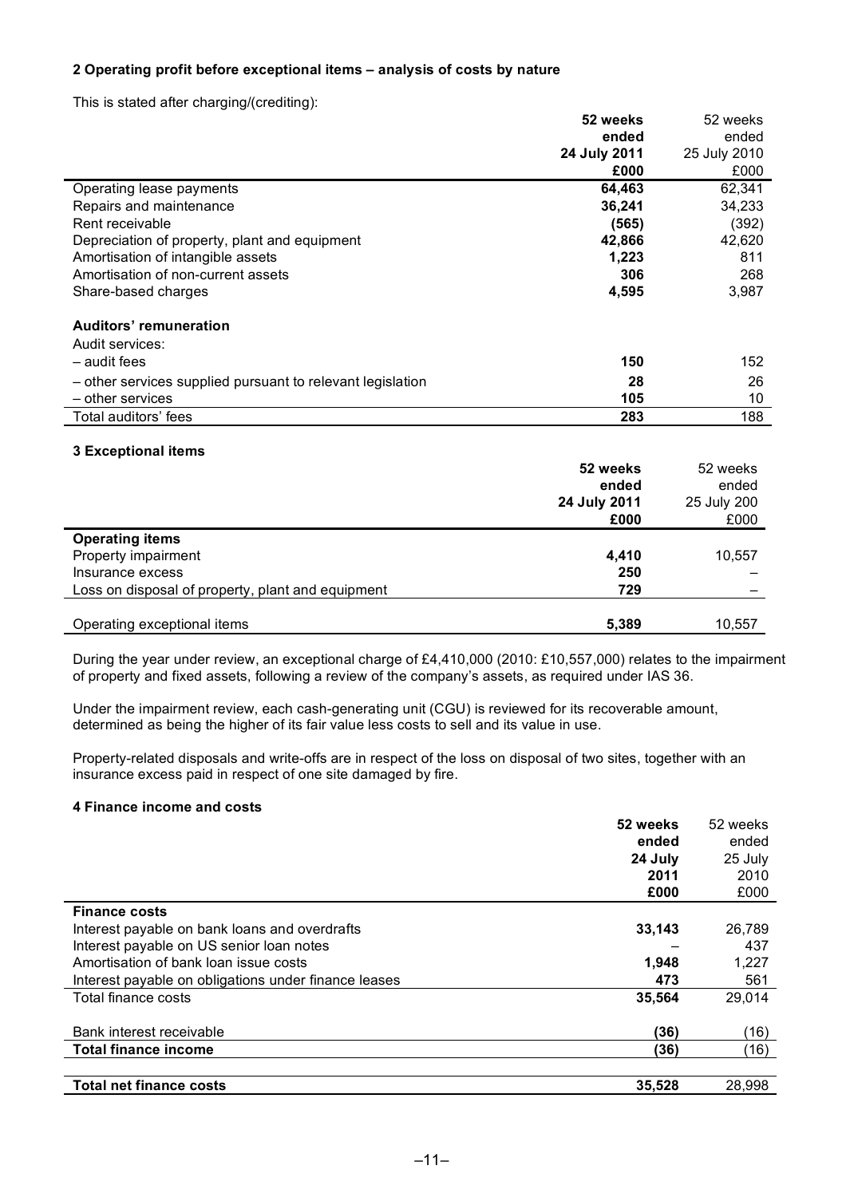### 2 Operating profit before exceptional items – analysis of costs by nature

This is stated after charging/(crediting):

| | **52 weeks ended 24 July 2011 £000** | 52 weeks ended 25 July 2010 £000 |
|---|---|---|
| Operating lease payments | **64,463** | 62,341 |
| Repairs and maintenance | **36,241** | 34,233 |
| Rent receivable | **(565)** | (392) |
| Depreciation of property, plant and equipment | **42,866** | 42,620 |
| Amortisation of intangible assets | **1,223** | 811 |
| Amortisation of non-current assets | **306** | 268 |
| Share-based charges | **4,595** | 3,987 |
| **Auditors' remuneration** | | |
| Audit services: | | |
| – audit fees | **150** | 152 |
| – other services supplied pursuant to relevant legislation | **28** | 26 |
| – other services | **105** | 10 |
| Total auditors' fees | **283** | 188 |

### 3 Exceptional items

| | **52 weeks ended 24 July 2011 £000** | 52 weeks ended 25 July 200 £000 |
|---|---|---|
| **Operating items** | | |
| Property impairment | **4,410** | 10,557 |
| Insurance excess | **250** | – |
| Loss on disposal of property, plant and equipment | **729** | – |
| Operating exceptional items | **5,389** | 10,557 |

During the year under review, an exceptional charge of £4,410,000 (2010: £10,557,000) relates to the impairment of property and fixed assets, following a review of the company's assets, as required under IAS 36.

Under the impairment review, each cash-generating unit (CGU) is reviewed for its recoverable amount, determined as being the higher of its fair value less costs to sell and its value in use.

Property-related disposals and write-offs are in respect of the loss on disposal of two sites, together with an insurance excess paid in respect of one site damaged by fire.

### 4 Finance income and costs

| | **52 weeks ended 24 July 2011 £000** | 52 weeks ended 25 July 2010 £000 |
|---|---|---|
| **Finance costs** | | |
| Interest payable on bank loans and overdrafts | **33,143** | 26,789 |
| Interest payable on US senior loan notes | – | 437 |
| Amortisation of bank loan issue costs | **1,948** | 1,227 |
| Interest payable on obligations under finance leases | **473** | 561 |
| Total finance costs | **35,564** | 29,014 |
| Bank interest receivable | **(36)** | (16) |
| **Total finance income** | **(36)** | (16) |
| **Total net finance costs** | **35,528** | 28,998 |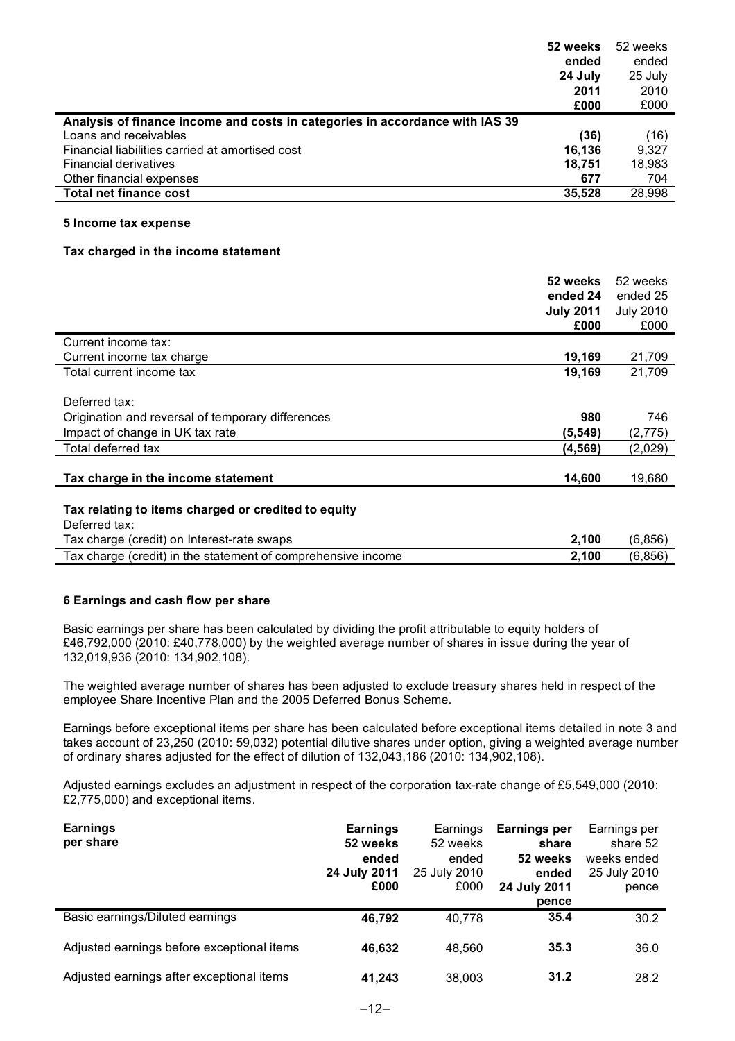| | 52 weeks ended 24 July 2011 £000 | 52 weeks ended 25 July 2010 £000 |
|---|---|---|
| **Analysis of finance income and costs in categories in accordance with IAS 39** | | |
| Loans and receivables | **(36)** | (16) |
| Financial liabilities carried at amortised cost | **16,136** | 9,327 |
| Financial derivatives | **18,751** | 18,983 |
| Other financial expenses | **677** | 704 |
| **Total net finance cost** | **35,528** | 28,998 |

## 5 Income tax expense

### Tax charged in the income statement

| | 52 weeks ended 24 July 2011 £000 | 52 weeks ended 25 July 2010 £000 |
|---|---|---|
| Current income tax: | | |
| Current income tax charge | **19,169** | 21,709 |
| Total current income tax | **19,169** | 21,709 |
| | | |
| Deferred tax: | | |
| Origination and reversal of temporary differences | **980** | 746 |
| Impact of change in UK tax rate | **(5,549)** | (2,775) |
| Total deferred tax | **(4,569)** | (2,029) |
| | | |
| **Tax charge in the income statement** | **14,600** | 19,680 |
| | | |
| **Tax relating to items charged or credited to equity** | | |
| Deferred tax: | | |
| Tax charge (credit) on Interest-rate swaps | **2,100** | (6,856) |
| Tax charge (credit) in the statement of comprehensive income | **2,100** | (6,856) |

## 6 Earnings and cash flow per share

Basic earnings per share has been calculated by dividing the profit attributable to equity holders of £46,792,000 (2010: £40,778,000) by the weighted average number of shares in issue during the year of 132,019,936 (2010: 134,902,108).

The weighted average number of shares has been adjusted to exclude treasury shares held in respect of the employee Share Incentive Plan and the 2005 Deferred Bonus Scheme.

Earnings before exceptional items per share has been calculated before exceptional items detailed in note 3 and takes account of 23,250 (2010: 59,032) potential dilutive shares under option, giving a weighted average number of ordinary shares adjusted for the effect of dilution of 132,043,186 (2010: 134,902,108).

Adjusted earnings excludes an adjustment in respect of the corporation tax-rate change of £5,549,000 (2010: £2,775,000) and exceptional items.

| **Earnings per share** | **Earnings 52 weeks ended 24 July 2011 £000** | Earnings 52 weeks ended 25 July 2010 £000 | **Earnings per share 52 weeks ended 24 July 2011 pence** | Earnings per share 52 weeks ended 25 July 2010 pence |
|---|---|---|---|---|
| Basic earnings/Diluted earnings | **46,792** | 40,778 | **35.4** | 30.2 |
| Adjusted earnings before exceptional items | **46,632** | 48,560 | **35.3** | 36.0 |
| Adjusted earnings after exceptional items | **41,243** | 38,003 | **31.2** | 28.2 |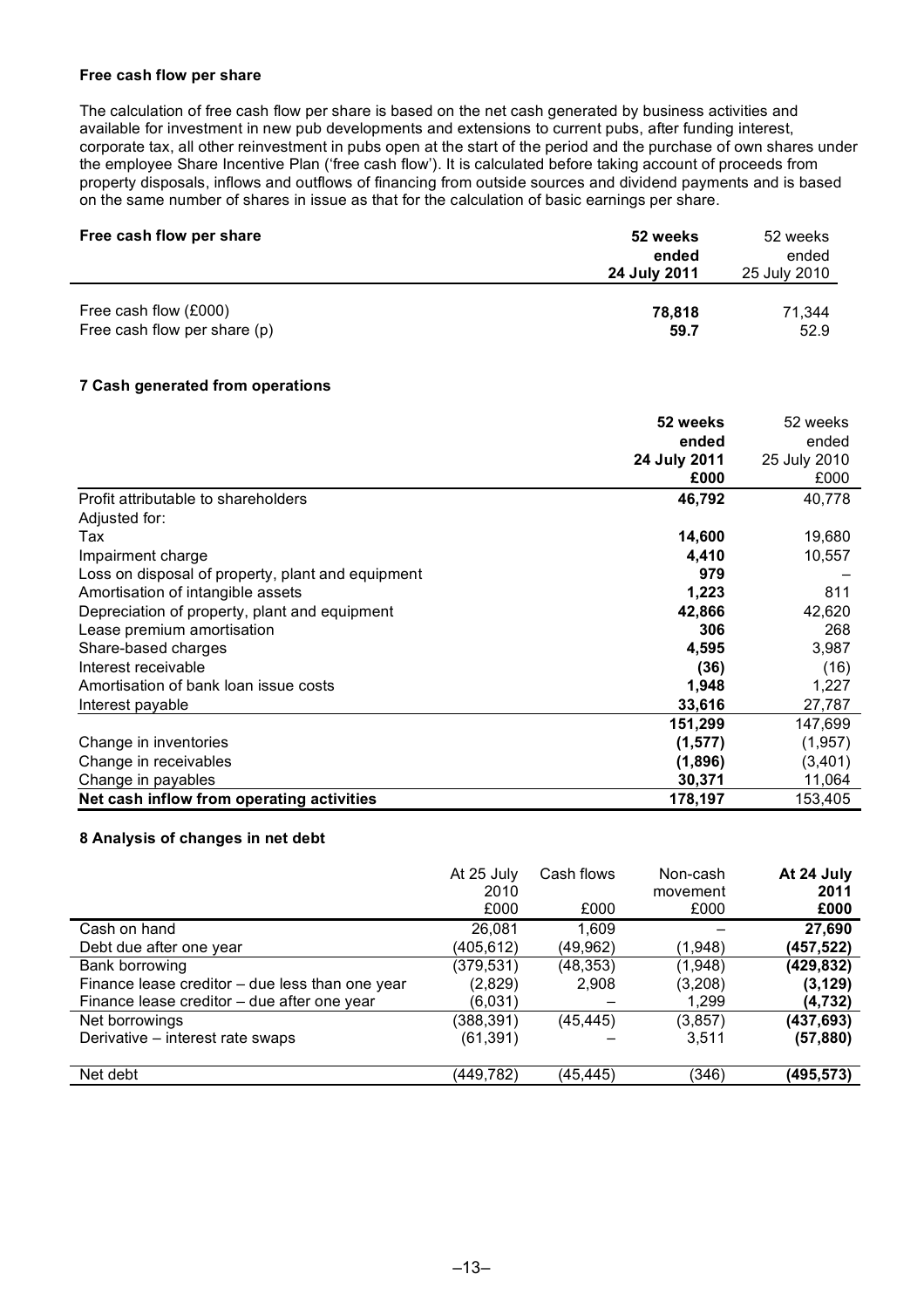**Free cash flow per share**

The calculation of free cash flow per share is based on the net cash generated by business activities and available for investment in new pub developments and extensions to current pubs, after funding interest, corporate tax, all other reinvestment in pubs open at the start of the period and the purchase of own shares under the employee Share Incentive Plan ('free cash flow'). It is calculated before taking account of proceeds from property disposals, inflows and outflows of financing from outside sources and dividend payments and is based on the same number of shares in issue as that for the calculation of basic earnings per share.

| Free cash flow per share | 52 weeks ended 24 July 2011 | 52 weeks ended 25 July 2010 |
|---|---|---|
| Free cash flow (£000) | **78,818** | 71,344 |
| Free cash flow per share (p) | **59.7** | 52.9 |

**7 Cash generated from operations**

| | 52 weeks ended 24 July 2011 £000 | 52 weeks ended 25 July 2010 £000 |
|---|---|---|
| Profit attributable to shareholders | **46,792** | 40,778 |
| Adjusted for: | | |
| Tax | **14,600** | 19,680 |
| Impairment charge | **4,410** | 10,557 |
| Loss on disposal of property, plant and equipment | **979** | – |
| Amortisation of intangible assets | **1,223** | 811 |
| Depreciation of property, plant and equipment | **42,866** | 42,620 |
| Lease premium amortisation | **306** | 268 |
| Share-based charges | **4,595** | 3,987 |
| Interest receivable | **(36)** | (16) |
| Amortisation of bank loan issue costs | **1,948** | 1,227 |
| Interest payable | **33,616** | 27,787 |
| | **151,299** | 147,699 |
| Change in inventories | **(1,577)** | (1,957) |
| Change in receivables | **(1,896)** | (3,401) |
| Change in payables | **30,371** | 11,064 |
| **Net cash inflow from operating activities** | **178,197** | 153,405 |

**8 Analysis of changes in net debt**

| | At 25 July 2010 £000 | Cash flows £000 | Non-cash movement £000 | At 24 July 2011 £000 |
|---|---|---|---|---|
| Cash on hand | 26,081 | 1,609 | – | **27,690** |
| Debt due after one year | (405,612) | (49,962) | (1,948) | **(457,522)** |
| Bank borrowing | (379,531) | (48,353) | (1,948) | **(429,832)** |
| Finance lease creditor – due less than one year | (2,829) | 2,908 | (3,208) | **(3,129)** |
| Finance lease creditor – due after one year | (6,031) | – | 1,299 | **(4,732)** |
| Net borrowings | (388,391) | (45,445) | (3,857) | **(437,693)** |
| Derivative – interest rate swaps | (61,391) | – | 3,511 | **(57,880)** |
| Net debt | (449,782) | (45,445) | (346) | **(495,573)** |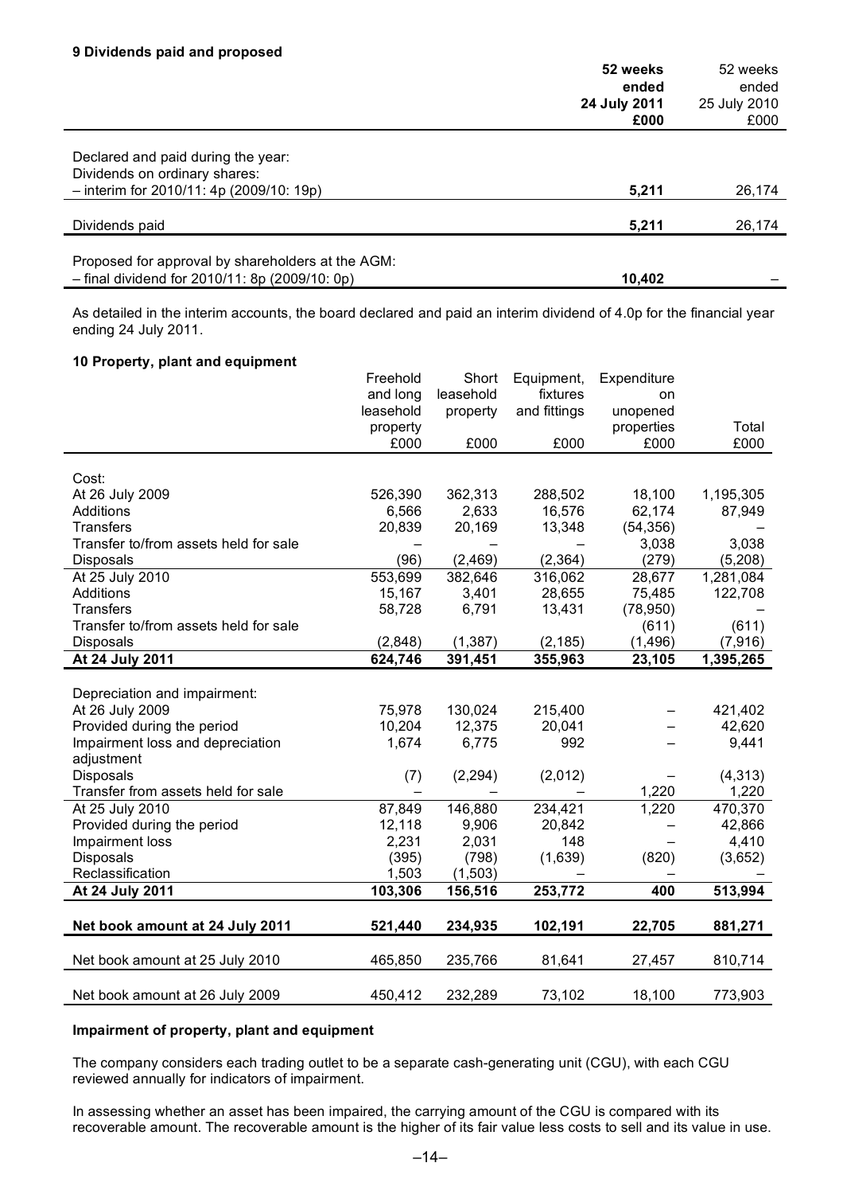### 9 Dividends paid and proposed

| | **52 weeks ended 24 July 2011 £000** | 52 weeks ended 25 July 2010 £000 |
|---|---|---|
| Declared and paid during the year: | | |
| Dividends on ordinary shares: | | |
| – interim for 2010/11: 4p (2009/10: 19p) | **5,211** | 26,174 |
| Dividends paid | **5,211** | 26,174 |
| Proposed for approval by shareholders at the AGM: | | |
| – final dividend for 2010/11: 8p (2009/10: 0p) | **10,402** | – |

As detailed in the interim accounts, the board declared and paid an interim dividend of 4.0p for the financial year ending 24 July 2011.

### 10 Property, plant and equipment

| | Freehold and long leasehold property £000 | Short leasehold property £000 | Equipment, fixtures and fittings £000 | Expenditure on unopened properties £000 | Total £000 |
|---|---|---|---|---|---|
| Cost: | | | | | |
| At 26 July 2009 | 526,390 | 362,313 | 288,502 | 18,100 | 1,195,305 |
| Additions | 6,566 | 2,633 | 16,576 | 62,174 | 87,949 |
| Transfers | 20,839 | 20,169 | 13,348 | (54,356) | – |
| Transfer to/from assets held for sale | – | – | – | 3,038 | 3,038 |
| Disposals | (96) | (2,469) | (2,364) | (279) | (5,208) |
| At 25 July 2010 | 553,699 | 382,646 | 316,062 | 28,677 | 1,281,084 |
| Additions | 15,167 | 3,401 | 28,655 | 75,485 | 122,708 |
| Transfers | 58,728 | 6,791 | 13,431 | (78,950) | – |
| Transfer to/from assets held for sale | | | | (611) | (611) |
| Disposals | (2,848) | (1,387) | (2,185) | (1,496) | (7,916) |
| **At 24 July 2011** | **624,746** | **391,451** | **355,963** | **23,105** | **1,395,265** |
| Depreciation and impairment: | | | | | |
| At 26 July 2009 | 75,978 | 130,024 | 215,400 | – | 421,402 |
| Provided during the period | 10,204 | 12,375 | 20,041 | – | 42,620 |
| Impairment loss and depreciation adjustment | 1,674 | 6,775 | 992 | – | 9,441 |
| Disposals | (7) | (2,294) | (2,012) | – | (4,313) |
| Transfer from assets held for sale | – | – | – | 1,220 | 1,220 |
| At 25 July 2010 | 87,849 | 146,880 | 234,421 | 1,220 | 470,370 |
| Provided during the period | 12,118 | 9,906 | 20,842 | – | 42,866 |
| Impairment loss | 2,231 | 2,031 | 148 | – | 4,410 |
| Disposals | (395) | (798) | (1,639) | (820) | (3,652) |
| Reclassification | 1,503 | (1,503) | – | – | – |
| **At 24 July 2011** | **103,306** | **156,516** | **253,772** | **400** | **513,994** |
| **Net book amount at 24 July 2011** | **521,440** | **234,935** | **102,191** | **22,705** | **881,271** |
| Net book amount at 25 July 2010 | 465,850 | 235,766 | 81,641 | 27,457 | 810,714 |
| Net book amount at 26 July 2009 | 450,412 | 232,289 | 73,102 | 18,100 | 773,903 |

**Impairment of property, plant and equipment**

The company considers each trading outlet to be a separate cash-generating unit (CGU), with each CGU reviewed annually for indicators of impairment.

In assessing whether an asset has been impaired, the carrying amount of the CGU is compared with its recoverable amount. The recoverable amount is the higher of its fair value less costs to sell and its value in use.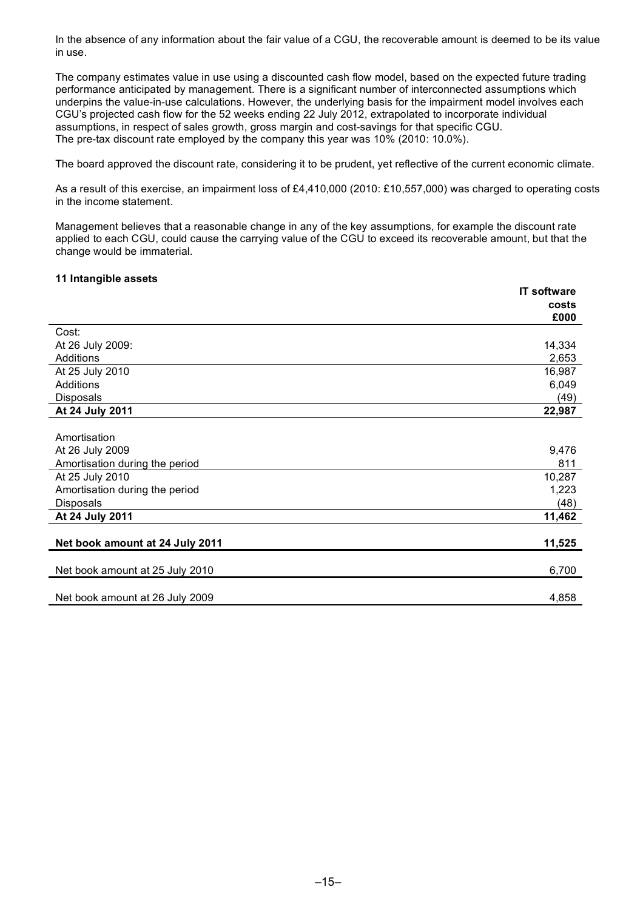In the absence of any information about the fair value of a CGU, the recoverable amount is deemed to be its value in use.

The company estimates value in use using a discounted cash flow model, based on the expected future trading performance anticipated by management. There is a significant number of interconnected assumptions which underpins the value-in-use calculations. However, the underlying basis for the impairment model involves each CGU's projected cash flow for the 52 weeks ending 22 July 2012, extrapolated to incorporate individual assumptions, in respect of sales growth, gross margin and cost-savings for that specific CGU.
The pre-tax discount rate employed by the company this year was 10% (2010: 10.0%).

The board approved the discount rate, considering it to be prudent, yet reflective of the current economic climate.

As a result of this exercise, an impairment loss of £4,410,000 (2010: £10,557,000) was charged to operating costs in the income statement.

Management believes that a reasonable change in any of the key assumptions, for example the discount rate applied to each CGU, could cause the carrying value of the CGU to exceed its recoverable amount, but that the change would be immaterial.

### 11 Intangible assets

| | IT software costs £000 |
|---|---|
| Cost: | |
| At 26 July 2009: | 14,334 |
| Additions | 2,653 |
| At 25 July 2010 | 16,987 |
| Additions | 6,049 |
| Disposals | (49) |
| **At 24 July 2011** | **22,987** |
| | |
| Amortisation | |
| At 26 July 2009 | 9,476 |
| Amortisation during the period | 811 |
| At 25 July 2010 | 10,287 |
| Amortisation during the period | 1,223 |
| Disposals | (48) |
| **At 24 July 2011** | **11,462** |
| | |
| **Net book amount at 24 July 2011** | **11,525** |
| | |
| Net book amount at 25 July 2010 | 6,700 |
| | |
| Net book amount at 26 July 2009 | 4,858 |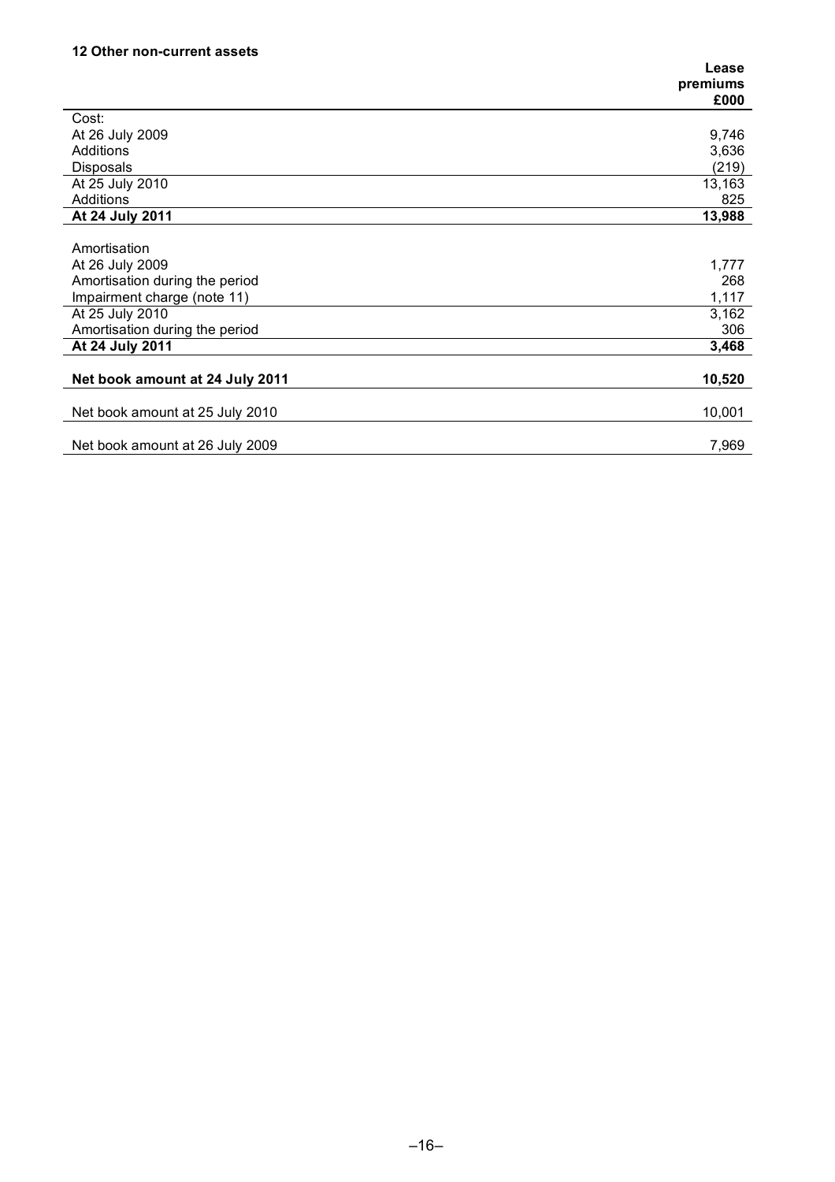**12 Other non-current assets**

| | Lease premiums £000 |
|---|---|
| Cost: | |
| At 26 July 2009 | 9,746 |
| Additions | 3,636 |
| Disposals | (219) |
| At 25 July 2010 | 13,163 |
| Additions | 825 |
| **At 24 July 2011** | **13,988** |
| | |
| Amortisation | |
| At 26 July 2009 | 1,777 |
| Amortisation during the period | 268 |
| Impairment charge (note 11) | 1,117 |
| At 25 July 2010 | 3,162 |
| Amortisation during the period | 306 |
| **At 24 July 2011** | **3,468** |
| | |
| **Net book amount at 24 July 2011** | **10,520** |
| | |
| Net book amount at 25 July 2010 | 10,001 |
| | |
| Net book amount at 26 July 2009 | 7,969 |